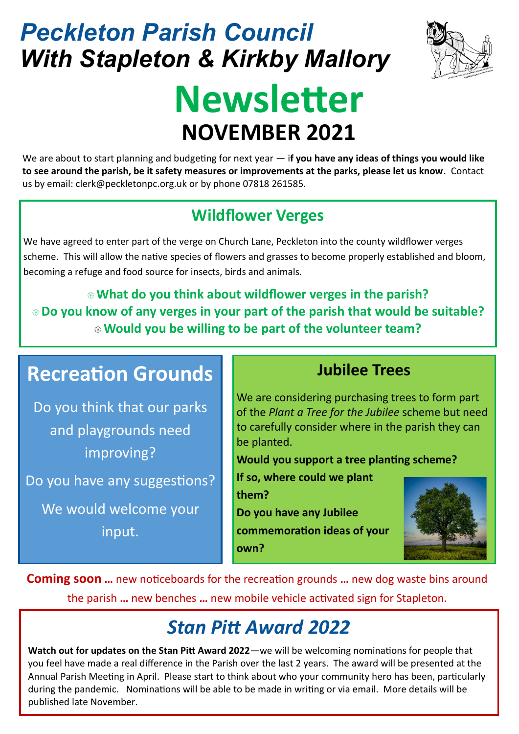# *Peckleton Parish Council With Stapleton & Kirkby Mallory*

# Newsletter

## NOVEMBER 2021

We are about to start planning and budgeting for next year — i**f you have any ideas of things you would like to see around the parish, be it safety measures or improvements at the parks, please let us know**. Contact us by email: clerk@peckletonpc.org.uk or by phone 07818 261585.

## Wildflower Verges

We have agreed to enter part of the verge on Church Lane, Peckleton into the county wildflower verges scheme. This will allow the native species of flowers and grasses to become properly established and bloom, becoming a refuge and food source for insects, birds and animals.

- **What do you think about wildflower verges in the parish?**
- **Do you know of any verges in your part of the parish that would be suitable?**
- **Would you be willing to be part of the volunteer team?**

## Recreation Grounds

Do you think that our parks and playgrounds need improving?

Do you have any suggestions?

We would welcome your input.

## Jubilee Trees

We are considering purchasing trees to form part of the *Plant a Tree for the Jubilee* scheme but need to carefully consider where in the parish they can be planted.

**Would you support a tree planting scheme?**

**If so, where could we plant them?**

**Do you have any Jubilee commemoration ideas of your own?**

**Coming soon …** new noticeboards for the recreation grounds **…** new dog waste bins around the parish **…** new benches **…** new mobile vehicle activated sign for Stapleton.

## *Stan Pitt Award 2022*

**Watch out for updates on the Stan Pitt Award 2022**—we will be welcoming nominations for people that you feel have made a real difference in the Parish over the last 2 years. The award will be presented at the Annual Parish Meeting in April. Please start to think about who your community hero has been, particularly during the pandemic. Nominations will be able to be made in writing or via email. More details will be published late November.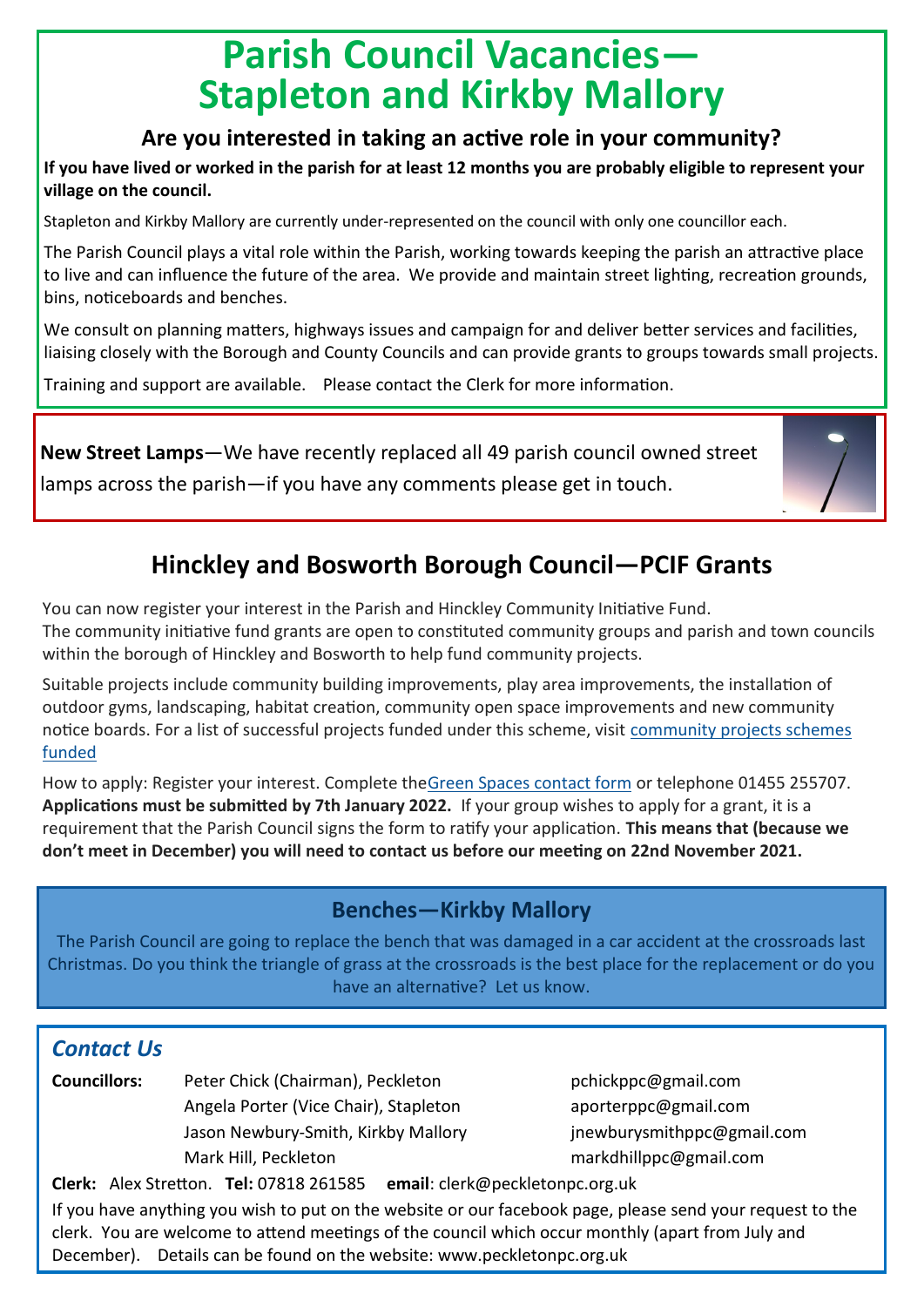# Parish Council Vacancies—Stapleton and Kirkby Mallory

### Are you interested in taking an active role in your community?

**If you have lived or worked in the parish for at least 12 months you are probably eligible to represent your village on the council.**

Stapleton and Kirkby Mallory are currently under-represented on the council with only one councillor each.

The Parish Council plays a vital role within the Parish, working towards keeping the parish an attractive place to live and can influence the future of the area. We provide and maintain street lighting, recreation grounds, bins, noticeboards and benches.

We consult on planning matters, highways issues and campaign for and deliver better services and facilities, liaising closely with the Borough and County Councils and can provide grants to groups towards small projects.

Training and support are available. Please contact the Clerk for more information.

**New Street Lamps**—We have recently replaced all 49 parish council owned street lamps across the parish—if you have any comments please get in touch.

## Hinckley and Bosworth Borough Council—PCIF Grants

You can now register your interest in the Parish and Hinckley Community Initiative Fund.
The community initiative fund grants are open to constituted community groups and parish and town councils within the borough of Hinckley and Bosworth to help fund community projects.

Suitable projects include community building improvements, play area improvements, the installation of outdoor gyms, landscaping, habitat creation, community open space improvements and new community notice boards. For a list of successful projects funded under this scheme, visit community projects schemes funded

How to apply: Register your interest. Complete the Green Spaces contact form or telephone 01455 255707. **Applications must be submitted by 7th January 2022.** If your group wishes to apply for a grant, it is a requirement that the Parish Council signs the form to ratify your application. **This means that (because we don't meet in December) you will need to contact us before our meeting on 22nd November 2021.**

### Benches—Kirkby Mallory

The Parish Council are going to replace the bench that was damaged in a car accident at the crossroads last Christmas. Do you think the triangle of grass at the crossroads is the best place for the replacement or do you have an alternative? Let us know.

### *Contact Us*

| | | |
|---|---|---|
| **Councillors:** | Peter Chick (Chairman), Peckleton | pchickppc@gmail.com |
| | Angela Porter (Vice Chair), Stapleton | aporterppc@gmail.com |
| | Jason Newbury-Smith, Kirkby Mallory | jnewburysmithppc@gmail.com |
| | Mark Hill, Peckleton | markdhillppc@gmail.com |

**Clerk:** Alex Stretton. **Tel:** 07818 261585 **email**: clerk@peckletonpc.org.uk

If you have anything you wish to put on the website or our facebook page, please send your request to the clerk. You are welcome to attend meetings of the council which occur monthly (apart from July and December). Details can be found on the website: www.peckletonpc.org.uk